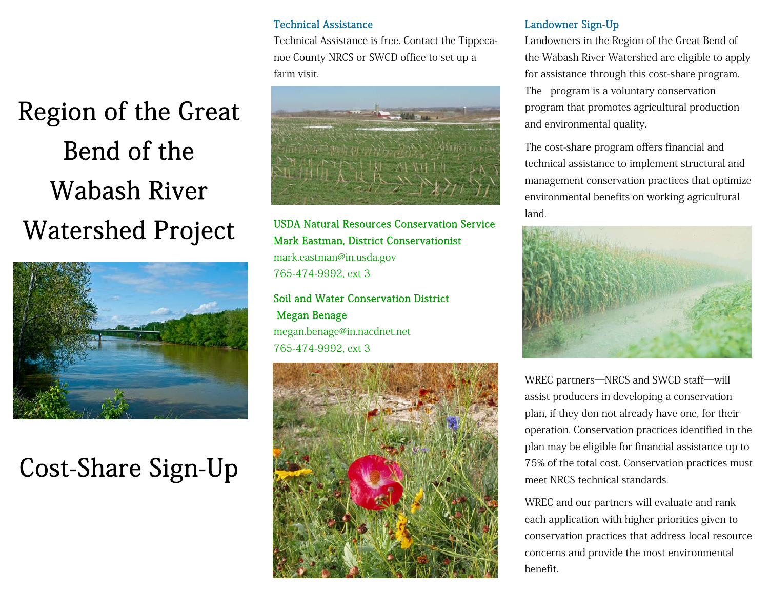# Region of the Great Bend of the Wabash River Watershed Project

# Cost-Share Sign-Up

## Technical Assistance

Technical Assistance is free. Contact the Tippecanoe County NRCS or SWCD office to set up a farm visit.

**USDA Natural Resources Conservation Service**
**Mark Eastman, District Conservationist**
mark.eastman@in.usda.gov
765-474-9992, ext 3

**Soil and Water Conservation District**
**Megan Benage**
megan.benage@in.nacdnet.net
765-474-9992, ext 3

## Landowner Sign-Up

Landowners in the Region of the Great Bend of the Wabash River Watershed are eligible to apply for assistance through this cost-share program. The program is a voluntary conservation program that promotes agricultural production and environmental quality.

The cost-share program offers financial and technical assistance to implement structural and management conservation practices that optimize environmental benefits on working agricultural land.

WREC partners—NRCS and SWCD staff—will assist producers in developing a conservation plan, if they don not already have one, for their operation. Conservation practices identified in the plan may be eligible for financial assistance up to 75% of the total cost. Conservation practices must meet NRCS technical standards.

WREC and our partners will evaluate and rank each application with higher priorities given to conservation practices that address local resource concerns and provide the most environmental benefit.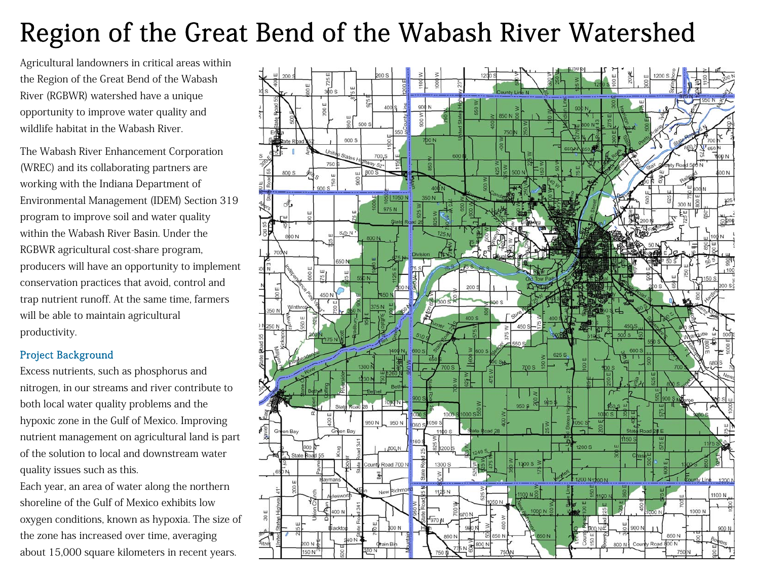# Region of the Great Bend of the Wabash River Watershed

Agricultural landowners in critical areas within the Region of the Great Bend of the Wabash River (RGBWR) watershed have a unique opportunity to improve water quality and wildlife habitat in the Wabash River.

The Wabash River Enhancement Corporation (WREC) and its collaborating partners are working with the Indiana Department of Environmental Management (IDEM) Section 319 program to improve soil and water quality within the Wabash River Basin. Under the RGBWR agricultural cost-share program, producers will have an opportunity to implement conservation practices that avoid, control and trap nutrient runoff. At the same time, farmers will be able to maintain agricultural productivity.

### Project Background

Excess nutrients, such as phosphorus and nitrogen, in our streams and river contribute to both local water quality problems and the hypoxic zone in the Gulf of Mexico. Improving nutrient management on agricultural land is part of the solution to local and downstream water quality issues such as this.

Each year, an area of water along the northern shoreline of the Gulf of Mexico exhibits low oxygen conditions, known as hypoxia. The size of the zone has increased over time, averaging about 15,000 square kilometers in recent years.